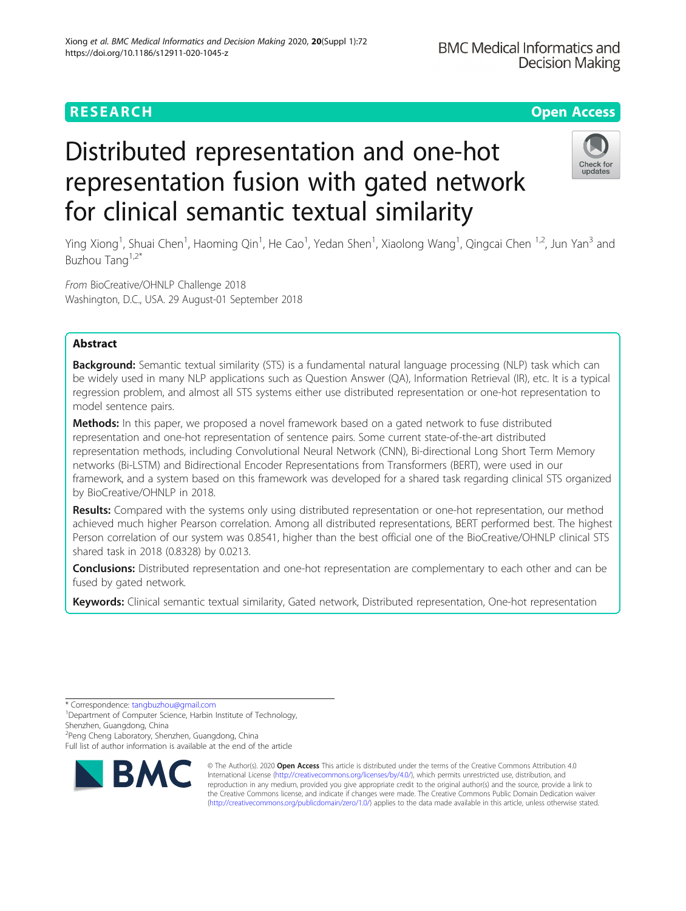RESEARCH

Open Access

# Distributed representation and one-hot representation fusion with gated network for clinical semantic textual similarity

Ying Xiong[1], Shuai Chen[1], Haoming Qin[1], He Cao[1], Yedan Shen[1], Xiaolong Wang[1], Qingcai Chen [1,2], Jun Yan[3] and Buzhou Tang[1,2*]

*From* BioCreative/OHNLP Challenge 2018
Washington, D.C., USA. 29 August-01 September 2018

## Abstract

**Background:** Semantic textual similarity (STS) is a fundamental natural language processing (NLP) task which can be widely used in many NLP applications such as Question Answer (QA), Information Retrieval (IR), etc. It is a typical regression problem, and almost all STS systems either use distributed representation or one-hot representation to model sentence pairs.

**Methods:** In this paper, we proposed a novel framework based on a gated network to fuse distributed representation and one-hot representation of sentence pairs. Some current state-of-the-art distributed representation methods, including Convolutional Neural Network (CNN), Bi-directional Long Short Term Memory networks (Bi-LSTM) and Bidirectional Encoder Representations from Transformers (BERT), were used in our framework, and a system based on this framework was developed for a shared task regarding clinical STS organized by BioCreative/OHNLP in 2018.

**Results:** Compared with the systems only using distributed representation or one-hot representation, our method achieved much higher Pearson correlation. Among all distributed representations, BERT performed best. The highest Person correlation of our system was 0.8541, higher than the best official one of the BioCreative/OHNLP clinical STS shared task in 2018 (0.8328) by 0.0213.

**Conclusions:** Distributed representation and one-hot representation are complementary to each other and can be fused by gated network.

**Keywords:** Clinical semantic textual similarity, Gated network, Distributed representation, One-hot representation

---

\* Correspondence: tangbuzhou@gmail.com
[1]Department of Computer Science, Harbin Institute of Technology, Shenzhen, Guangdong, China
[2]Peng Cheng Laboratory, Shenzhen, Guangdong, China
Full list of author information is available at the end of the article

© The Author(s). 2020 **Open Access** This article is distributed under the terms of the Creative Commons Attribution 4.0 International License (http://creativecommons.org/licenses/by/4.0/), which permits unrestricted use, distribution, and reproduction in any medium, provided you give appropriate credit to the original author(s) and the source, provide a link to the Creative Commons license, and indicate if changes were made. The Creative Commons Public Domain Dedication waiver (http://creativecommons.org/publicdomain/zero/1.0/) applies to the data made available in this article, unless otherwise stated.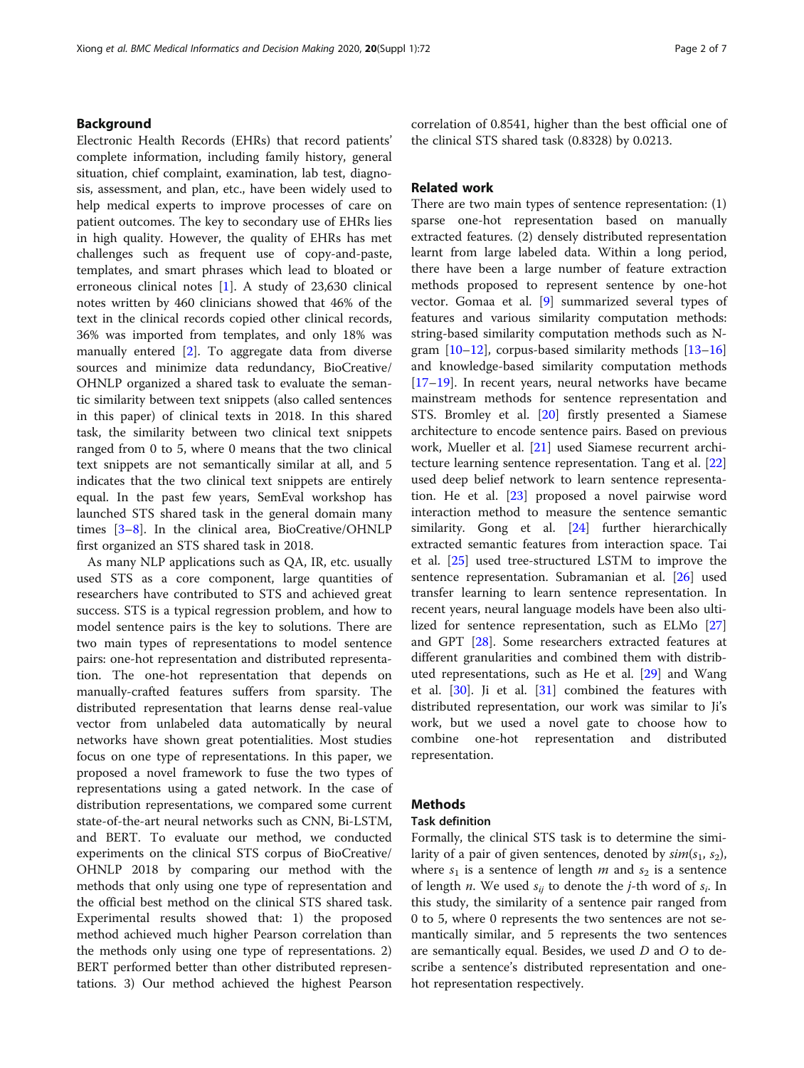## Background

Electronic Health Records (EHRs) that record patients' complete information, including family history, general situation, chief complaint, examination, lab test, diagnosis, assessment, and plan, etc., have been widely used to help medical experts to improve processes of care on patient outcomes. The key to secondary use of EHRs lies in high quality. However, the quality of EHRs has met challenges such as frequent use of copy-and-paste, templates, and smart phrases which lead to bloated or erroneous clinical notes [1]. A study of 23,630 clinical notes written by 460 clinicians showed that 46% of the text in the clinical records copied other clinical records, 36% was imported from templates, and only 18% was manually entered [2]. To aggregate data from diverse sources and minimize data redundancy, BioCreative/OHNLP organized a shared task to evaluate the semantic similarity between text snippets (also called sentences in this paper) of clinical texts in 2018. In this shared task, the similarity between two clinical text snippets ranged from 0 to 5, where 0 means that the two clinical text snippets are not semantically similar at all, and 5 indicates that the two clinical text snippets are entirely equal. In the past few years, SemEval workshop has launched STS shared task in the general domain many times [3–8]. In the clinical area, BioCreative/OHNLP first organized an STS shared task in 2018.

As many NLP applications such as QA, IR, etc. usually used STS as a core component, large quantities of researchers have contributed to STS and achieved great success. STS is a typical regression problem, and how to model sentence pairs is the key to solutions. There are two main types of representations to model sentence pairs: one-hot representation and distributed representation. The one-hot representation that depends on manually-crafted features suffers from sparsity. The distributed representation that learns dense real-value vector from unlabeled data automatically by neural networks have shown great potentialities. Most studies focus on one type of representations. In this paper, we proposed a novel framework to fuse the two types of representations using a gated network. In the case of distribution representations, we compared some current state-of-the-art neural networks such as CNN, Bi-LSTM, and BERT. To evaluate our method, we conducted experiments on the clinical STS corpus of BioCreative/OHNLP 2018 by comparing our method with the methods that only using one type of representation and the official best method on the clinical STS shared task. Experimental results showed that: 1) the proposed method achieved much higher Pearson correlation than the methods only using one type of representations. 2) BERT performed better than other distributed representations. 3) Our method achieved the highest Pearson correlation of 0.8541, higher than the best official one of the clinical STS shared task (0.8328) by 0.0213.

## Related work

There are two main types of sentence representation: (1) sparse one-hot representation based on manually extracted features. (2) densely distributed representation learnt from large labeled data. Within a long period, there have been a large number of feature extraction methods proposed to represent sentence by one-hot vector. Gomaa et al. [9] summarized several types of features and various similarity computation methods: string-based similarity computation methods such as N-gram [10–12], corpus-based similarity methods [13–16] and knowledge-based similarity computation methods [17–19]. In recent years, neural networks have became mainstream methods for sentence representation and STS. Bromley et al. [20] firstly presented a Siamese architecture to encode sentence pairs. Based on previous work, Mueller et al. [21] used Siamese recurrent architecture learning sentence representation. Tang et al. [22] used deep belief network to learn sentence representation. He et al. [23] proposed a novel pairwise word interaction method to measure the sentence semantic similarity. Gong et al. [24] further hierarchically extracted semantic features from interaction space. Tai et al. [25] used tree-structured LSTM to improve the sentence representation. Subramanian et al. [26] used transfer learning to learn sentence representation. In recent years, neural language models have been also ultilized for sentence representation, such as ELMo [27] and GPT [28]. Some researchers extracted features at different granularities and combined them with distributed representations, such as He et al. [29] and Wang et al. [30]. Ji et al. [31] combined the features with distributed representation, our work was similar to Ji's work, but we used a novel gate to choose how to combine one-hot representation and distributed representation.

## Methods

### Task definition

Formally, the clinical STS task is to determine the similarity of a pair of given sentences, denoted by $sim(s_1, s_2)$, where $s_1$ is a sentence of length $m$ and $s_2$ is a sentence of length $n$. We used $s_{ij}$ to denote the $j$-th word of $s_i$. In this study, the similarity of a sentence pair ranged from 0 to 5, where 0 represents the two sentences are not semantically similar, and 5 represents the two sentences are semantically equal. Besides, we used $D$ and $O$ to describe a sentence's distributed representation and one-hot representation respectively.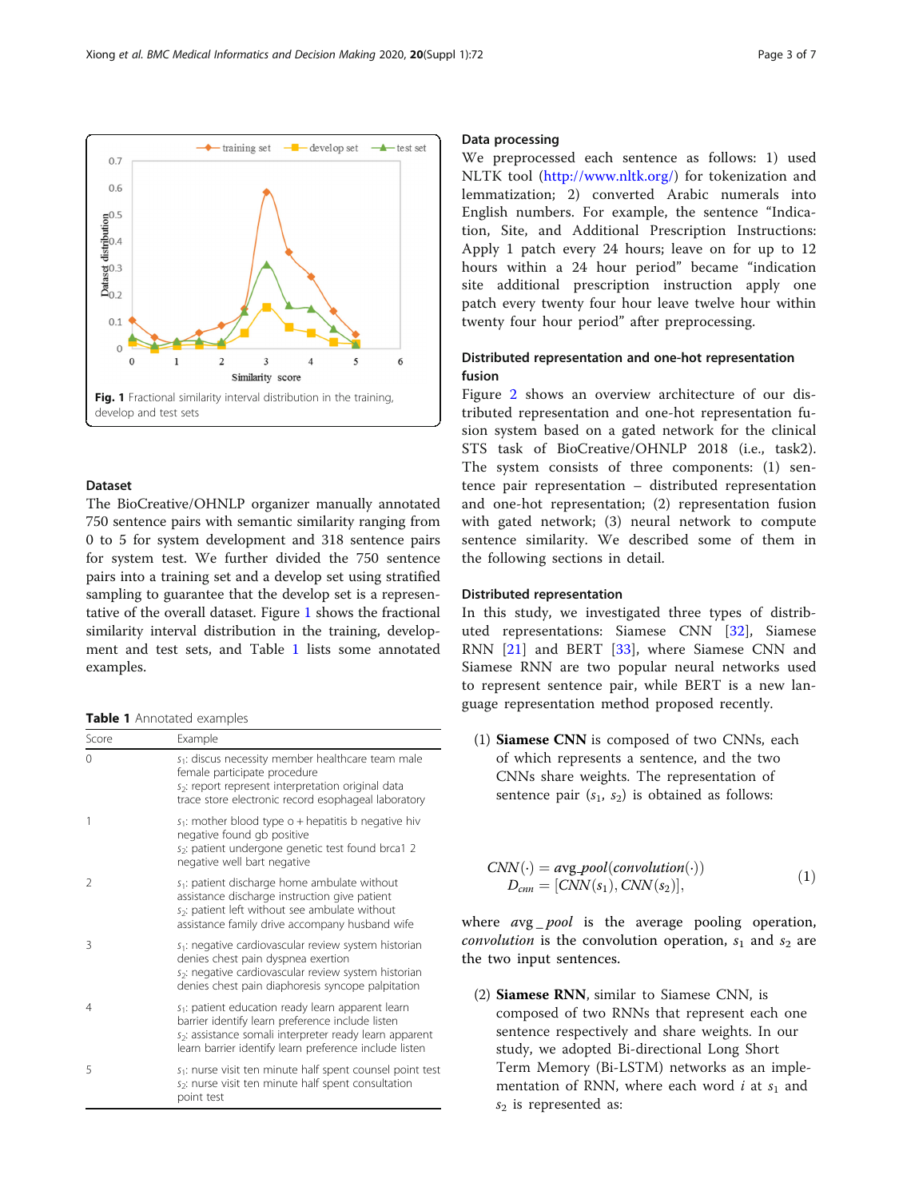training set
develop set
test set
0.7
0.6
0.5
0.4
0.3
0.2
0.1
0
Dataset distribution
0 1 2 3 4 5 6
Similarity score

**Fig. 1** Fractional similarity interval distribution in the training, develop and test sets

### Dataset

The BioCreative/OHNLP organizer manually annotated 750 sentence pairs with semantic similarity ranging from 0 to 5 for system development and 318 sentence pairs for system test. We further divided the 750 sentence pairs into a training set and a develop set using stratified sampling to guarantee that the develop set is a representative of the overall dataset. Figure 1 shows the fractional similarity interval distribution in the training, development and test sets, and Table 1 lists some annotated examples.

**Table 1** Annotated examples

| Score | Example |
| --- | --- |
| 0 | $s_1$: discus necessity member healthcare team male female participate procedure<br>$s_2$: report represent interpretation original data trace store electronic record esophageal laboratory |
| 1 | $s_1$: mother blood type o + hepatitis b negative hiv negative found gb positive<br>$s_2$: patient undergone genetic test found brca1 2 negative well bart negative |
| 2 | $s_1$: patient discharge home ambulate without assistance discharge instruction give patient<br>$s_2$: patient left without see ambulate without assistance family drive accompany husband wife |
| 3 | $s_1$: negative cardiovascular review system historian denies chest pain dyspnea exertion<br>$s_2$: negative cardiovascular review system historian denies chest pain diaphoresis syncope palpitation |
| 4 | $s_1$: patient education ready learn apparent learn barrier identify learn preference include listen<br>$s_2$: assistance somali interpreter ready learn apparent learn barrier identify learn preference include listen |
| 5 | $s_1$: nurse visit ten minute half spent counsel point test<br>$s_2$: nurse visit ten minute half spent consultation point test |

### Data processing

We preprocessed each sentence as follows: 1) used NLTK tool (http://www.nltk.org/) for tokenization and lemmatization; 2) converted Arabic numerals into English numbers. For example, the sentence "Indication, Site, and Additional Prescription Instructions: Apply 1 patch every 24 hours; leave on for up to 12 hours within a 24 hour period" became "indication site additional prescription instruction apply one patch every twenty four hour leave twelve hour within twenty four hour period" after preprocessing.

### Distributed representation and one-hot representation fusion

Figure 2 shows an overview architecture of our distributed representation and one-hot representation fusion system based on a gated network for the clinical STS task of BioCreative/OHNLP 2018 (i.e., task2). The system consists of three components: (1) sentence pair representation – distributed representation and one-hot representation; (2) representation fusion with gated network; (3) neural network to compute sentence similarity. We described some of them in the following sections in detail.

### Distributed representation

In this study, we investigated three types of distributed representations: Siamese CNN [32], Siamese RNN [21] and BERT [33], where Siamese CNN and Siamese RNN are two popular neural networks used to represent sentence pair, while BERT is a new language representation method proposed recently.

(1) **Siamese CNN** is composed of two CNNs, each of which represents a sentence, and the two CNNs share weights. The representation of sentence pair ($s_1$, $s_2$) is obtained as follows:

$$
\begin{aligned}
CNN(\cdot) &= avg\_pool(convolution(\cdot)) \\
D_{cnn} &= [CNN(s_1), CNN(s_2)],
\end{aligned}
\tag{1}
$$

where $avg\_pool$ is the average pooling operation, $convolution$ is the convolution operation, $s_1$ and $s_2$ are the two input sentences.

(2) **Siamese RNN**, similar to Siamese CNN, is composed of two RNNs that represent each one sentence respectively and share weights. In our study, we adopted Bi-directional Long Short Term Memory (Bi-LSTM) networks as an implementation of RNN, where each word $i$ at $s_1$ and $s_2$ is represented as: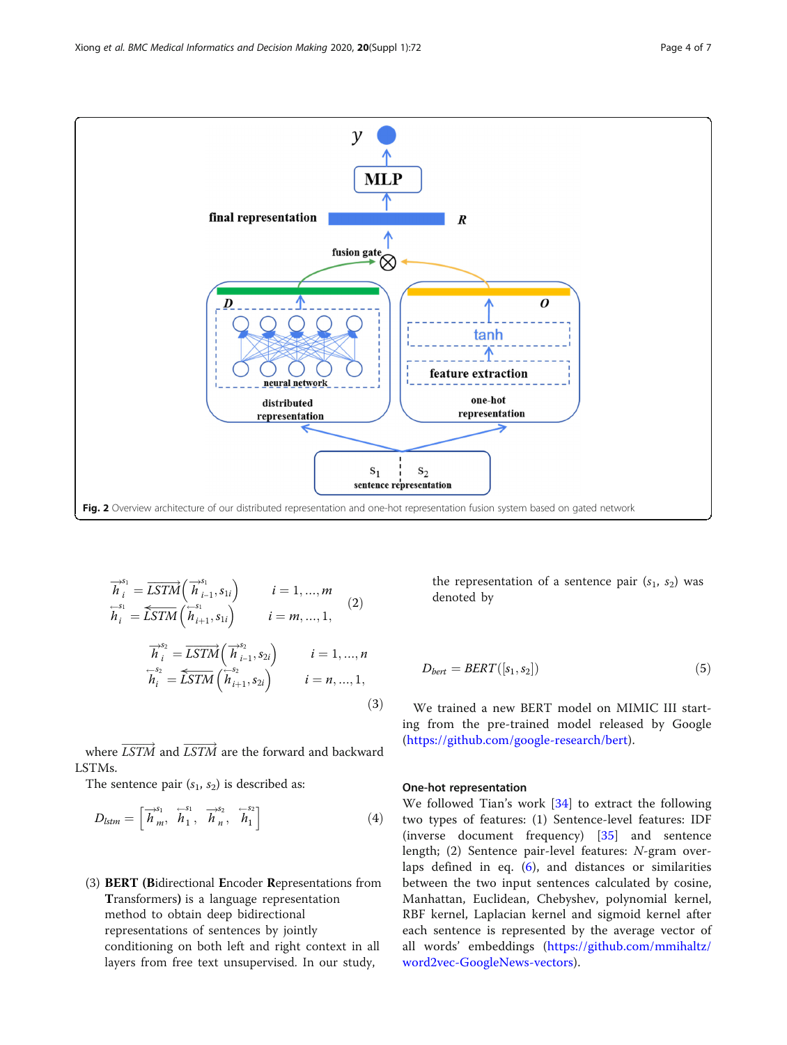Fig. 2 Overview architecture of our distributed representation and one-hot representation fusion system based on gated network

$$\begin{aligned} \overrightarrow{h}_i^{s_1} &= \overrightarrow{LSTM}\left(\overrightarrow{h}_{i-1}^{s_1}, s_{1i}\right) \qquad i = 1, \ldots, m \\ \overleftarrow{h}_i^{s_1} &= \overleftarrow{LSTM}\left(\overleftarrow{h}_{i+1}^{s_1}, s_{1i}\right) \qquad i = m, \ldots, 1, \end{aligned} \tag{2}$$

$$\begin{aligned} \overrightarrow{h}_i^{s_2} &= \overrightarrow{LSTM}\left(\overrightarrow{h}_{i-1}^{s_2}, s_{2i}\right) \qquad i = 1, \ldots, n \\ \overleftarrow{h}_i^{s_2} &= \overleftarrow{LSTM}\left(\overleftarrow{h}_{i+1}^{s_2}, s_{2i}\right) \qquad i = n, \ldots, 1, \end{aligned} \tag{3}$$

where $\overrightarrow{LSTM}$ and $\overrightarrow{LSTM}$ are the forward and backward LSTMs.

The sentence pair $(s_1, s_2)$ is described as:

$$D_{lstm} = \left[\overrightarrow{h}_m^{s_1}, \overleftarrow{h}_1^{s_1}, \overrightarrow{h}_n^{s_2}, \overleftarrow{h}_1^{s_2}\right] \tag{4}$$

(3) **BERT (B**idirectional **E**ncoder **R**epresentations from **T**ransformers**)** is a language representation method to obtain deep bidirectional representations of sentences by jointly conditioning on both left and right context in all layers from free text unsupervised. In our study, the representation of a sentence pair $(s_1, s_2)$ was denoted by

$$D_{bert} = BERT([s_1, s_2]) \tag{5}$$

We trained a new BERT model on MIMIC III starting from the pre-trained model released by Google (https://github.com/google-research/bert).

### One-hot representation

We followed Tian's work [34] to extract the following two types of features: (1) Sentence-level features: IDF (inverse document frequency) [35] and sentence length; (2) Sentence pair-level features: $N$-gram overlaps defined in eq. (6), and distances or similarities between the two input sentences calculated by cosine, Manhattan, Euclidean, Chebyshev, polynomial kernel, RBF kernel, Laplacian kernel and sigmoid kernel after each sentence is represented by the average vector of all words' embeddings (https://github.com/mmihaltz/word2vec-GoogleNews-vectors).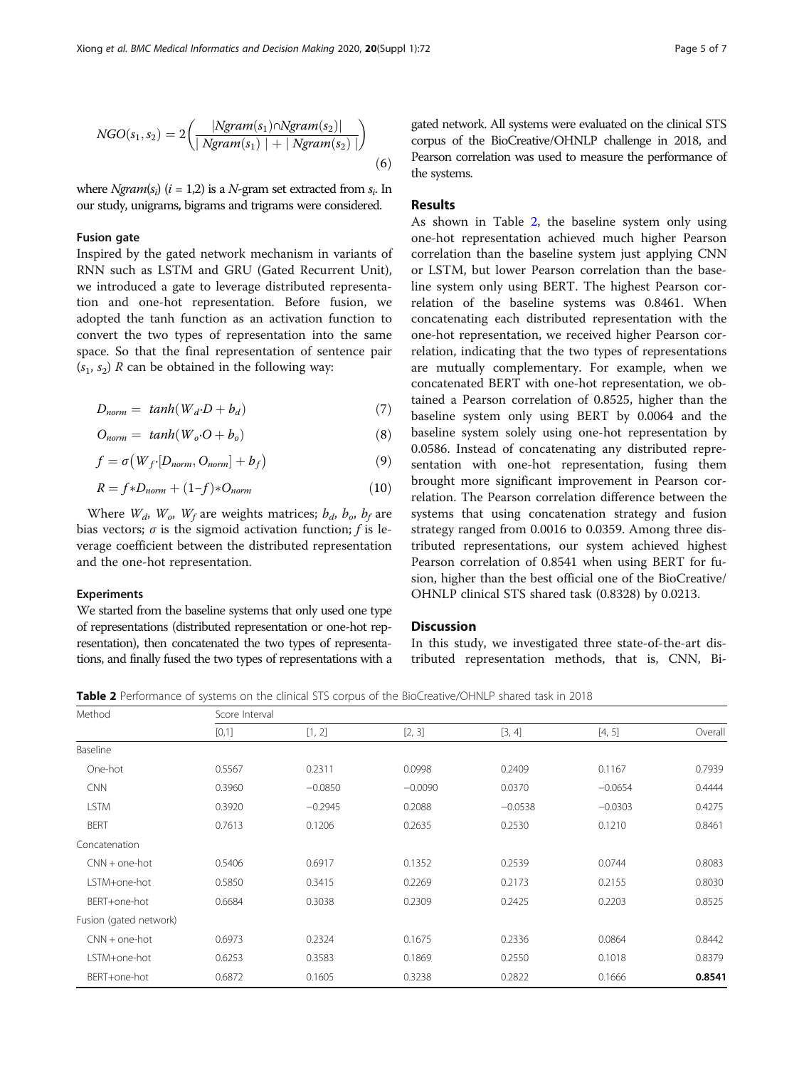$$NGO(s_1, s_2) = 2\left(\frac{|Ngram(s_1) \cap Ngram(s_2)|}{|\ Ngram(s_1)\ | + |\ Ngram(s_2)\ |}\right) \tag{6}$$

where $Ngram(s_i)$ ($i$ = 1,2) is a $N$-gram set extracted from $s_i$. In our study, unigrams, bigrams and trigrams were considered.

### Fusion gate

Inspired by the gated network mechanism in variants of RNN such as LSTM and GRU (Gated Recurrent Unit), we introduced a gate to leverage distributed representation and one-hot representation. Before fusion, we adopted the tanh function as an activation function to convert the two types of representation into the same space. So that the final representation of sentence pair $(s_1, s_2)$ $R$ can be obtained in the following way:

$$D_{norm} = tanh(W_d \cdot D + b_d) \tag{7}$$

$$O_{norm} = tanh(W_o \cdot O + b_o) \tag{8}$$

$$f = \sigma(W_f \cdot [D_{norm}, O_{norm}] + b_f) \tag{9}$$

$$R = f * D_{norm} + (1 - f) * O_{norm} \tag{10}$$

Where $W_d$, $W_o$, $W_f$ are weights matrices; $b_d$, $b_o$, $b_f$ are bias vectors; $\sigma$ is the sigmoid activation function; $f$ is leverage coefficient between the distributed representation and the one-hot representation.

### Experiments

We started from the baseline systems that only used one type of representations (distributed representation or one-hot representation), then concatenated the two types of representations, and finally fused the two types of representations with a gated network. All systems were evaluated on the clinical STS corpus of the BioCreative/OHNLP challenge in 2018, and Pearson correlation was used to measure the performance of the systems.

## Results

As shown in Table 2, the baseline system only using one-hot representation achieved much higher Pearson correlation than the baseline system just applying CNN or LSTM, but lower Pearson correlation than the baseline system only using BERT. The highest Pearson correlation of the baseline systems was 0.8461. When concatenating each distributed representation with the one-hot representation, we received higher Pearson correlation, indicating that the two types of representations are mutually complementary. For example, when we concatenated BERT with one-hot representation, we obtained a Pearson correlation of 0.8525, higher than the baseline system only using BERT by 0.0064 and the baseline system solely using one-hot representation by 0.0586. Instead of concatenating any distributed representation with one-hot representation, fusing them brought more significant improvement in Pearson correlation. The Pearson correlation difference between the systems that using concatenation strategy and fusion strategy ranged from 0.0016 to 0.0359. Among three distributed representations, our system achieved highest Pearson correlation of 0.8541 when using BERT for fusion, higher than the best official one of the BioCreative/OHNLP clinical STS shared task (0.8328) by 0.0213.

## Discussion

In this study, we investigated three state-of-the-art distributed representation methods, that is, CNN, Bi-

**Table 2** Performance of systems on the clinical STS corpus of the BioCreative/OHNLP shared task in 2018

| Method | Score Interval | | | | | |
|---|---|---|---|---|---|---|
| | [0,1] | [1, 2] | [2, 3] | [3, 4] | [4, 5] | Overall |
| Baseline | | | | | | |
| One-hot | 0.5567 | 0.2311 | 0.0998 | 0.2409 | 0.1167 | 0.7939 |
| CNN | 0.3960 | −0.0850 | −0.0090 | 0.0370 | −0.0654 | 0.4444 |
| LSTM | 0.3920 | −0.2945 | 0.2088 | −0.0538 | −0.0303 | 0.4275 |
| BERT | 0.7613 | 0.1206 | 0.2635 | 0.2530 | 0.1210 | 0.8461 |
| Concatenation | | | | | | |
| CNN + one-hot | 0.5406 | 0.6917 | 0.1352 | 0.2539 | 0.0744 | 0.8083 |
| LSTM+one-hot | 0.5850 | 0.3415 | 0.2269 | 0.2173 | 0.2155 | 0.8030 |
| BERT+one-hot | 0.6684 | 0.3038 | 0.2309 | 0.2425 | 0.2203 | 0.8525 |
| Fusion (gated network) | | | | | | |
| CNN + one-hot | 0.6973 | 0.2324 | 0.1675 | 0.2336 | 0.0864 | 0.8442 |
| LSTM+one-hot | 0.6253 | 0.3583 | 0.1869 | 0.2550 | 0.1018 | 0.8379 |
| BERT+one-hot | 0.6872 | 0.1605 | 0.3238 | 0.2822 | 0.1666 | **0.8541** |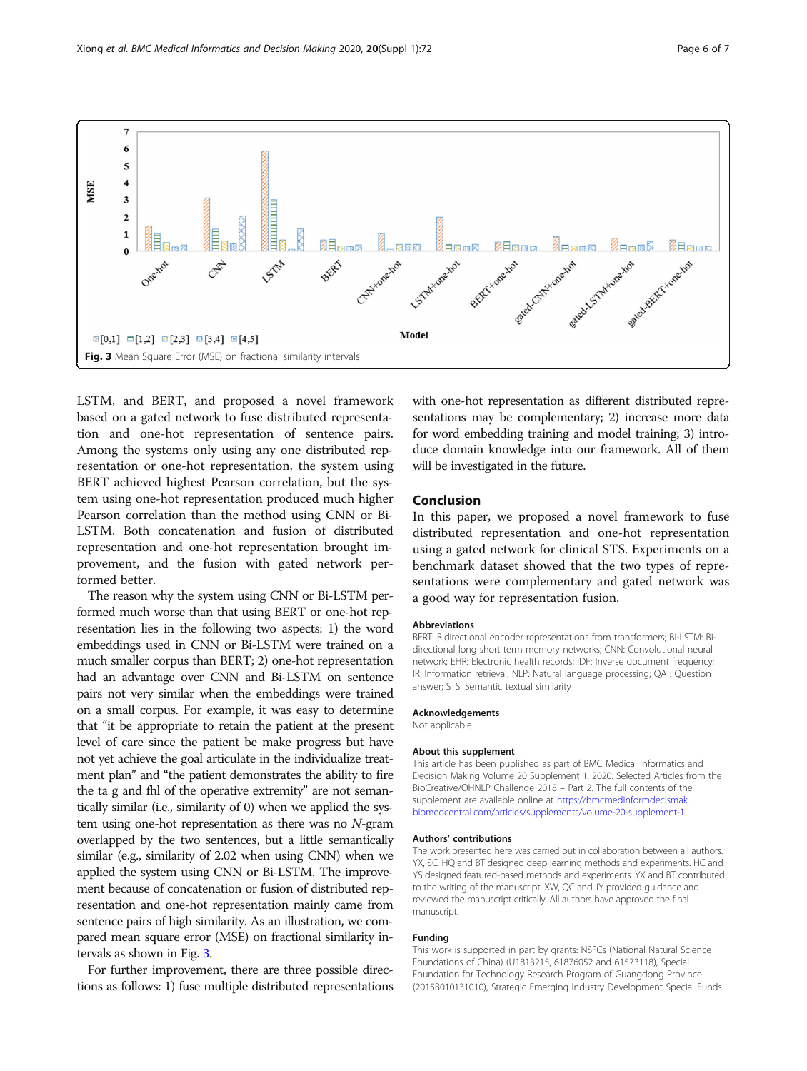7
6
5
4
3
2
1
0

MSE

One-hot
CNN
LSTM
BERT
CNN+one-hot
LSTM+one-hot
BERT+one-hot
gated-CNN+one-hot
gated-LSTM+one-hot
gated-BERT+one-hot

[0,1] [1,2] [2,3] [3,4] [4,5]

Model

**Fig. 3** Mean Square Error (MSE) on fractional similarity intervals

LSTM, and BERT, and proposed a novel framework based on a gated network to fuse distributed representation and one-hot representation of sentence pairs. Among the systems only using any one distributed representation or one-hot representation, the system using BERT achieved highest Pearson correlation, but the system using one-hot representation produced much higher Pearson correlation than the method using CNN or Bi-LSTM. Both concatenation and fusion of distributed representation and one-hot representation brought improvement, and the fusion with gated network performed better.

The reason why the system using CNN or Bi-LSTM performed much worse than that using BERT or one-hot representation lies in the following two aspects: 1) the word embeddings used in CNN or Bi-LSTM were trained on a much smaller corpus than BERT; 2) one-hot representation had an advantage over CNN and Bi-LSTM on sentence pairs not very similar when the embeddings were trained on a small corpus. For example, it was easy to determine that "it be appropriate to retain the patient at the present level of care since the patient be make progress but have not yet achieve the goal articulate in the individualize treatment plan" and "the patient demonstrates the ability to fire the ta g and fhl of the operative extremity" are not semantically similar (i.e., similarity of 0) when we applied the system using one-hot representation as there was no *N*-gram overlapped by the two sentences, but a little semantically similar (e.g., similarity of 2.02 when using CNN) when we applied the system using CNN or Bi-LSTM. The improvement because of concatenation or fusion of distributed representation and one-hot representation mainly came from sentence pairs of high similarity. As an illustration, we compared mean square error (MSE) on fractional similarity intervals as shown in Fig. 3.

For further improvement, there are three possible directions as follows: 1) fuse multiple distributed representations with one-hot representation as different distributed representations may be complementary; 2) increase more data for word embedding training and model training; 3) introduce domain knowledge into our framework. All of them will be investigated in the future.

## Conclusion

In this paper, we proposed a novel framework to fuse distributed representation and one-hot representation using a gated network for clinical STS. Experiments on a benchmark dataset showed that the two types of representations were complementary and gated network was a good way for representation fusion.

### Abbreviations

BERT: Bidirectional encoder representations from transformers; Bi-LSTM: Bi-directional long short term memory networks; CNN: Convolutional neural network; EHR: Electronic health records; IDF: Inverse document frequency; IR: Information retrieval; NLP: Natural language processing; QA : Question answer; STS: Semantic textual similarity

### Acknowledgements

Not applicable.

### About this supplement

This article has been published as part of BMC Medical Informatics and Decision Making Volume 20 Supplement 1, 2020: Selected Articles from the BioCreative/OHNLP Challenge 2018 – Part 2. The full contents of the supplement are available online at https://bmcmedinformdecismak.biomedcentral.com/articles/supplements/volume-20-supplement-1.

### Authors' contributions

The work presented here was carried out in collaboration between all authors. YX, SC, HQ and BT designed deep learning methods and experiments. HC and YS designed featured-based methods and experiments. YX and BT contributed to the writing of the manuscript. XW, QC and JY provided guidance and reviewed the manuscript critically. All authors have approved the final manuscript.

### Funding

This work is supported in part by grants: NSFCs (National Natural Science Foundations of China) (U1813215, 61876052 and 61573118), Special Foundation for Technology Research Program of Guangdong Province (2015B010131010), Strategic Emerging Industry Development Special Funds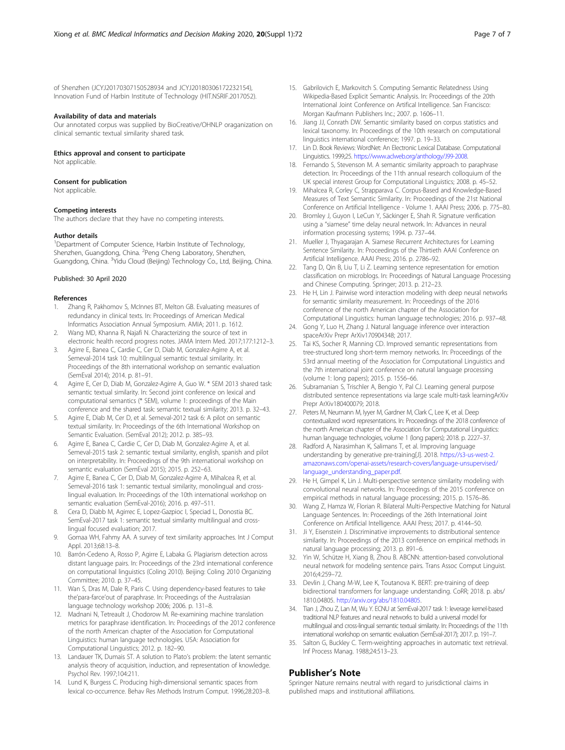of Shenzhen (JCYJ20170307150528934 and JCYJ20180306172232154), Innovation Fund of Harbin Institute of Technology (HIT.NSRIF.2017052).

#### Availability of data and materials

Our annotated corpus was supplied by BioCreative/OHNLP oraganization on clinical semantic textual similarity shared task.

#### Ethics approval and consent to participate

Not applicable.

#### Consent for publication

Not applicable.

#### Competing interests

The authors declare that they have no competing interests.

#### Author details

[1]Department of Computer Science, Harbin Institute of Technology, Shenzhen, Guangdong, China. [2]Peng Cheng Laboratory, Shenzhen, Guangdong, China. [3]Yidu Cloud (Beijing) Technology Co., Ltd, Beijing, China.

Published: 30 April 2020

#### References

1. Zhang R, Pakhomov S, McInnes BT, Melton GB. Evaluating measures of redundancy in clinical texts. In: Proceedings of American Medical Informatics Association Annual Symposium. AMIA; 2011. p. 1612.
2. Wang MD, Khanna R, Najafi N. Characterizing the source of text in electronic health record progress notes. JAMA Intern Med. 2017;177:1212–3.
3. Agirre E, Banea C, Cardie C, Cer D, Diab M, Gonzalez-Agirre A, et al. Semeval-2014 task 10: multilingual semantic textual similarity. In: Proceedings of the 8th international workshop on semantic evaluation (SemEval 2014); 2014. p. 81–91.
4. Agirre E, Cer D, Diab M, Gonzalez-Agirre A, Guo W. * SEM 2013 shared task: semantic textual similarity. In: Second joint conference on lexical and computational semantics (* SEM), volume 1: proceedings of the Main conference and the shared task: semantic textual similarity; 2013. p. 32–43.
5. Agirre E, Diab M, Cer D, et al. Semeval-2012 task 6: A pilot on semantic textual similarity. In: Proceedings of the 6th International Workshop on Semantic Evaluation. (SemEval 2012); 2012. p. 385–93.
6. Agirre E, Banea C, Cardie C, Cer D, Diab M, Gonzalez-Agirre A, et al. Semeval-2015 task 2: semantic textual similarity, english, spanish and pilot on interpretability. In: Proceedings of the 9th international workshop on semantic evaluation (SemEval 2015); 2015. p. 252–63.
7. Agirre E, Banea C, Cer D, Diab M, Gonzalez-Agirre A, Mihalcea R, et al. Semeval-2016 task 1: semantic textual similarity, monolingual and cross-lingual evaluation. In: Proceedings of the 10th international workshop on semantic evaluation (SemEval-2016); 2016. p. 497–511.
8. Cera D, Diabb M, Agirrec E, Lopez-Gazpioc I, Speciad L, Donostia BC. SemEval-2017 task 1: semantic textual similarity multilingual and cross-lingual focused evaluation; 2017.
9. Gomaa WH, Fahmy AA. A survey of text similarity approaches. Int J Comput Appl. 2013;68:13–8.
10. Barrón-Cedeno A, Rosso P, Agirre E, Labaka G. Plagiarism detection across distant language pairs. In: Proceedings of the 23rd international conference on computational linguistics (Coling 2010). Beijing: Coling 2010 Organizing Committee; 2010. p. 37–45.
11. Wan S, Dras M, Dale R, Paris C. Using dependency-based features to take the'para-farce'out of paraphrase. In: Proceedings of the Australasian language technology workshop 2006; 2006. p. 131–8.
12. Madnani N, Tetreault J, Chodorow M. Re-examining machine translation metrics for paraphrase identification. In: Proceedings of the 2012 conference of the north American chapter of the Association for Computational Linguistics: human language technologies. USA: Association for Computational Linguistics; 2012. p. 182–90.
13. Landauer TK, Dumais ST. A solution to Plato's problem: the latent semantic analysis theory of acquisition, induction, and representation of knowledge. Psychol Rev. 1997;104:211.
14. Lund K, Burgess C. Producing high-dimensional semantic spaces from lexical co-occurrence. Behav Res Methods Instrum Comput. 1996;28:203–8.
15. Gabrilovich E, Markovitch S. Computing Semantic Relatedness Using Wikipedia-Based Explicit Semantic Analysis. In: Proceedings of the 20th International Joint Conference on Artifical Intelligence. San Francisco: Morgan Kaufmann Publishers Inc.; 2007. p. 1606–11.
16. Jiang JJ, Conrath DW. Semantic similarity based on corpus statistics and lexical taxonomy. In: Proceedings of the 10th research on computational linguistics international conference; 1997. p. 19–33.
17. Lin D. Book Reviews: WordNet: An Electronic Lexical Database. Computational Linguistics. 1999;25. https://www.aclweb.org/anthology/J99-2008.
18. Fernando S, Stevenson M. A semantic similarity approach to paraphrase detection. In: Proceedings of the 11th annual research colloquium of the UK special interest Group for Computational Linguistics; 2008. p. 45–52.
19. Mihalcea R, Corley C, Strapparava C. Corpus-Based and Knowledge-Based Measures of Text Semantic Similarity. In: Proceedings of the 21st National Conference on Artificial Intelligence - Volume 1. AAAI Press; 2006. p. 775–80.
20. Bromley J, Guyon I, LeCun Y, Säckinger E, Shah R. Signature verification using a "siamese" time delay neural network. In: Advances in neural information processing systems; 1994. p. 737–44.
21. Mueller J, Thyagarajan A. Siamese Recurrent Architectures for Learning Sentence Similarity. In: Proceedings of the Thirtieth AAAI Conference on Artificial Intelligence. AAAI Press; 2016. p. 2786–92.
22. Tang D, Qin B, Liu T, Li Z. Learning sentence representation for emotion classification on microblogs. In: Proceedings of Natural Language Processing and Chinese Computing. Springer; 2013. p. 212–23.
23. He H, Lin J. Pairwise word interaction modeling with deep neural networks for semantic similarity measurement. In: Proceedings of the 2016 conference of the north American chapter of the Association for Computational Linguistics: human language technologies; 2016. p. 937–48.
24. Gong Y, Luo H, Zhang J. Natural language inference over interaction spaceArXiv Prepr ArXiv170904348; 2017.
25. Tai KS, Socher R, Manning CD. Improved semantic representations from tree-structured long short-term memory networks. In: Proceedings of the 53rd annual meeting of the Association for Computational Linguistics and the 7th international joint conference on natural language processing (volume 1: long papers); 2015. p. 1556–66.
26. Subramanian S, Trischler A, Bengio Y, Pal CJ. Learning general purpose distributed sentence representations via large scale multi-task learningArXiv Prepr ArXiv180400079; 2018.
27. Peters M, Neumann M, Iyyer M, Gardner M, Clark C, Lee K, et al. Deep contextualized word representations. In: Proceedings of the 2018 conference of the north American chapter of the Association for Computational Linguistics: human language technologies, volume 1 (long papers); 2018. p. 2227–37.
28. Radford A, Narasimhan K, Salimans T, et al. Improving language understanding by generative pre-training[J]. 2018. https://s3-us-west-2.amazonaws.com/openai-assets/research-covers/language-unsupervised/language_understanding_paper.pdf.
29. He H, Gimpel K, Lin J. Multi-perspective sentence similarity modeling with convolutional neural networks. In: Proceedings of the 2015 conference on empirical methods in natural language processing; 2015. p. 1576–86.
30. Wang Z, Hamza W, Florian R. Bilateral Multi-Perspective Matching for Natural Language Sentences. In: Proceedings of the 26th International Joint Conference on Artificial Intelligence. AAAI Press; 2017. p. 4144–50.
31. Ji Y, Eisenstein J. Discriminative improvements to distributional sentence similarity. In: Proceedings of the 2013 conference on empirical methods in natural language processing; 2013. p. 891–6.
32. Yin W, Schütze H, Xiang B, Zhou B. ABCNN: attention-based convolutional neural network for modeling sentence pairs. Trans Assoc Comput Linguist. 2016;4:259–72.
33. Devlin J, Chang M-W, Lee K, Toutanova K. BERT: pre-training of deep bidirectional transformers for language understanding. CoRR; 2018. p. abs/1810.04805. http://arxiv.org/abs/1810.04805.
34. Tian J, Zhou Z, Lan M, Wu Y. ECNU at SemEval-2017 task 1: leverage kernel-based traditional NLP features and neural networks to build a universal model for multilingual and cross-lingual semantic textual similarity. In: Proceedings of the 11th international workshop on semantic evaluation (SemEval-2017); 2017. p. 191–7.
35. Salton G, Buckley C. Term-weighting approaches in automatic text retrieval. Inf Process Manag. 1988;24:513–23.

## Publisher's Note

Springer Nature remains neutral with regard to jurisdictional claims in published maps and institutional affiliations.